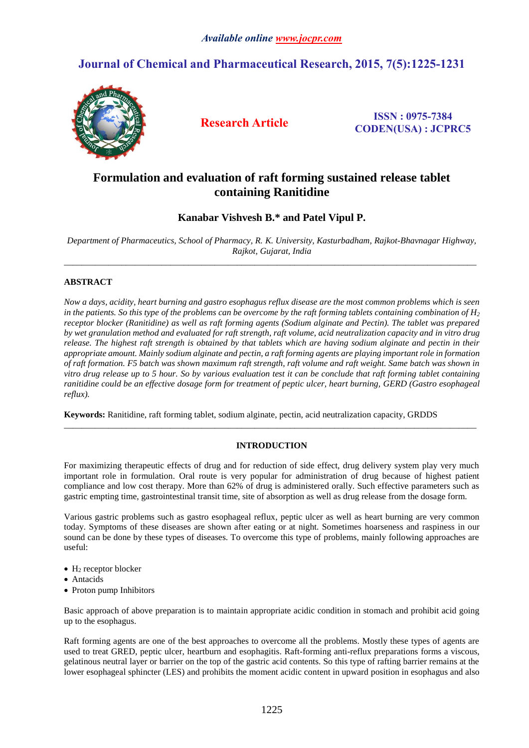*Available online www.jocpr.com*

# Journal of Chemical and Pharmaceutical Research, 2015, 7(5):1225-1231

**Research Article**

**ISSN : 0975-7384**
**CODEN(USA) : JCPRC5**

# Formulation and evaluation of raft forming sustained release tablet containing Ranitidine

**Kanabar Vishvesh B.* and Patel Vipul P.**

*Department of Pharmaceutics, School of Pharmacy, R. K. University, Kasturbadham, Rajkot-Bhavnagar Highway, Rajkot, Gujarat, India*

---

## ABSTRACT

*Now a days, acidity, heart burning and gastro esophagus reflux disease are the most common problems which is seen in the patients. So this type of the problems can be overcome by the raft forming tablets containing combination of $H_2$ receptor blocker (Ranitidine) as well as raft forming agents (Sodium alginate and Pectin). The tablet was prepared by wet granulation method and evaluated for raft strength, raft volume, acid neutralization capacity and in vitro drug release. The highest raft strength is obtained by that tablets which are having sodium alginate and pectin in their appropriate amount. Mainly sodium alginate and pectin, a raft forming agents are playing important role in formation of raft formation. F5 batch was shown maximum raft strength, raft volume and raft weight. Same batch was shown in vitro drug release up to 5 hour. So by various evaluation test it can be conclude that raft forming tablet containing ranitidine could be an effective dosage form for treatment of peptic ulcer, heart burning, GERD (Gastro esophageal reflux).*

**Keywords:** Ranitidine, raft forming tablet, sodium alginate, pectin, acid neutralization capacity, GRDDS

---

## INTRODUCTION

For maximizing therapeutic effects of drug and for reduction of side effect, drug delivery system play very much important role in formulation. Oral route is very popular for administration of drug because of highest patient compliance and low cost therapy. More than 62% of drug is administered orally. Such effective parameters such as gastric empting time, gastrointestinal transit time, site of absorption as well as drug release from the dosage form.

Various gastric problems such as gastro esophageal reflux, peptic ulcer as well as heart burning are very common today. Symptoms of these diseases are shown after eating or at night. Sometimes hoarseness and raspiness in our sound can be done by these types of diseases. To overcome this type of problems, mainly following approaches are useful:

- $H_2$ receptor blocker
- Antacids
- Proton pump Inhibitors

Basic approach of above preparation is to maintain appropriate acidic condition in stomach and prohibit acid going up to the esophagus.

Raft forming agents are one of the best approaches to overcome all the problems. Mostly these types of agents are used to treat GRED, peptic ulcer, heartburn and esophagitis. Raft-forming anti-reflux preparations forms a viscous, gelatinous neutral layer or barrier on the top of the gastric acid contents. So this type of rafting barrier remains at the lower esophageal sphincter (LES) and prohibits the moment acidic content in upward position in esophagus and also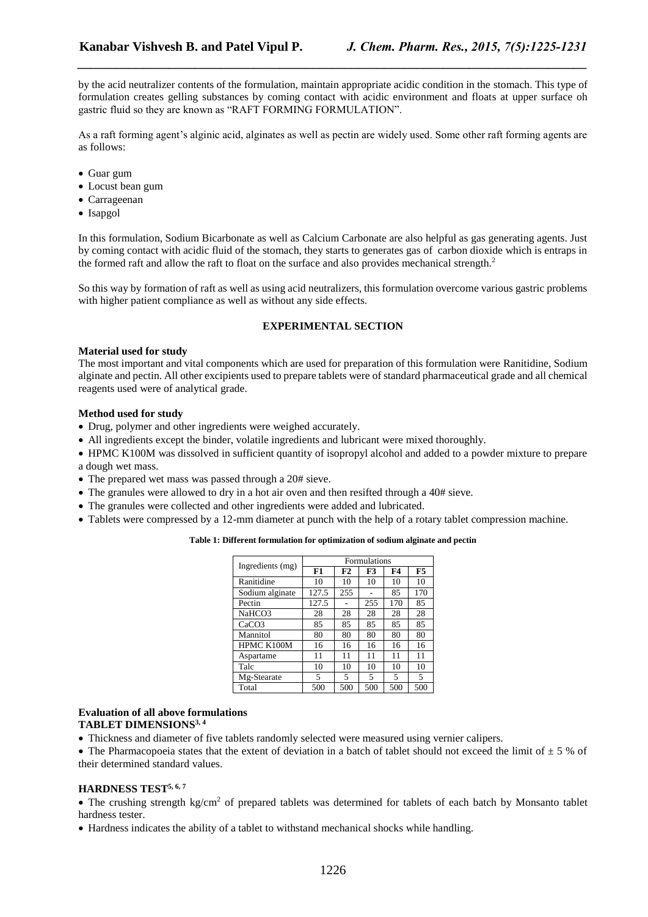by the acid neutralizer contents of the formulation, maintain appropriate acidic condition in the stomach. This type of formulation creates gelling substances by coming contact with acidic environment and floats at upper surface oh gastric fluid so they are known as "RAFT FORMING FORMULATION".

As a raft forming agent's alginic acid, alginates as well as pectin are widely used. Some other raft forming agents are as follows:

- Guar gum
- Locust bean gum
- Carrageenan
- Isapgol

In this formulation, Sodium Bicarbonate as well as Calcium Carbonate are also helpful as gas generating agents. Just by coming contact with acidic fluid of the stomach, they starts to generates gas of carbon dioxide which is entraps in the formed raft and allow the raft to float on the surface and also provides mechanical strength.[2]

So this way by formation of raft as well as using acid neutralizers, this formulation overcome various gastric problems with higher patient compliance as well as without any side effects.

## EXPERIMENTAL SECTION

**Material used for study**

The most important and vital components which are used for preparation of this formulation were Ranitidine, Sodium alginate and pectin. All other excipients used to prepare tablets were of standard pharmaceutical grade and all chemical reagents used were of analytical grade.

**Method used for study**

- Drug, polymer and other ingredients were weighed accurately.
- All ingredients except the binder, volatile ingredients and lubricant were mixed thoroughly.
- HPMC K100M was dissolved in sufficient quantity of isopropyl alcohol and added to a powder mixture to prepare a dough wet mass.
- The prepared wet mass was passed through a 20# sieve.
- The granules were allowed to dry in a hot air oven and then resifted through a 40# sieve.
- The granules were collected and other ingredients were added and lubricated.
- Tablets were compressed by a 12-mm diameter at punch with the help of a rotary tablet compression machine.

**Table 1: Different formulation for optimization of sodium alginate and pectin**

| Ingredients (mg) | Formulations | | | | |
|---|---|---|---|---|---|
| | **F1** | **F2** | **F3** | **F4** | **F5** |
| Ranitidine | 10 | 10 | 10 | 10 | 10 |
| Sodium alginate | 127.5 | 255 | - | 85 | 170 |
| Pectin | 127.5 | - | 255 | 170 | 85 |
| $NaHCO_3$ | 28 | 28 | 28 | 28 | 28 |
| $CaCO_3$ | 85 | 85 | 85 | 85 | 85 |
| Mannitol | 80 | 80 | 80 | 80 | 80 |
| HPMC K100M | 16 | 16 | 16 | 16 | 16 |
| Aspartame | 11 | 11 | 11 | 11 | 11 |
| Talc | 10 | 10 | 10 | 10 | 10 |
| Mg-Stearate | 5 | 5 | 5 | 5 | 5 |
| Total | 500 | 500 | 500 | 500 | 500 |

**Evaluation of all above formulations**

**TABLET DIMENSIONS[3, 4]**

- Thickness and diameter of five tablets randomly selected were measured using vernier calipers.
- The Pharmacopoeia states that the extent of deviation in a batch of tablet should not exceed the limit of ± 5 % of their determined standard values.

**HARDNESS TEST[5, 6, 7]**

- The crushing strength $kg/cm^2$ of prepared tablets was determined for tablets of each batch by Monsanto tablet hardness tester.
- Hardness indicates the ability of a tablet to withstand mechanical shocks while handling.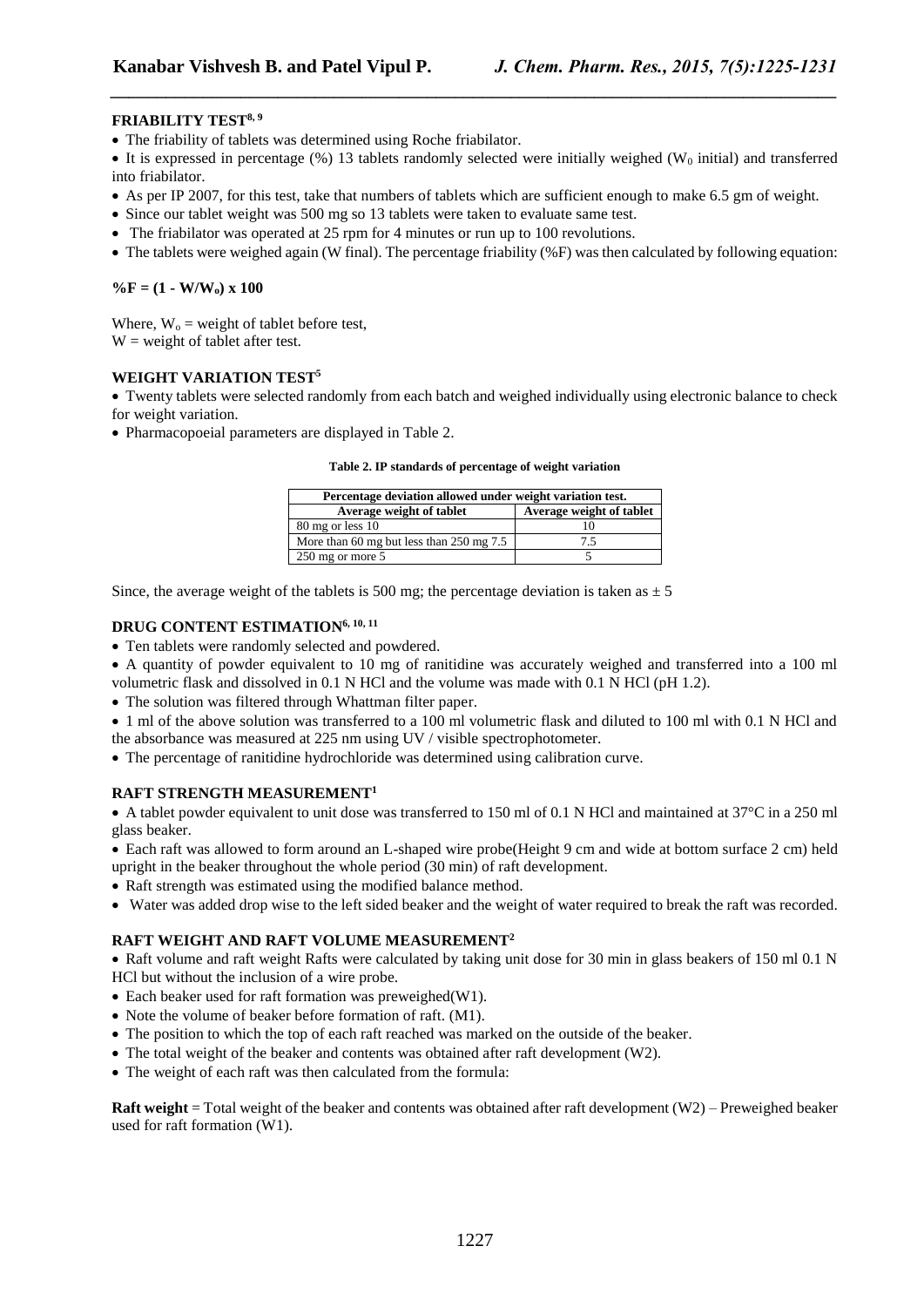### FRIABILITY TEST[8, 9]

- The friability of tablets was determined using Roche friabilator.
- It is expressed in percentage (%) 13 tablets randomly selected were initially weighed ($W_0$ initial) and transferred into friabilator.
- As per IP 2007, for this test, take that numbers of tablets which are sufficient enough to make 6.5 gm of weight.
- Since our tablet weight was 500 mg so 13 tablets were taken to evaluate same test.
- The friabilator was operated at 25 rpm for 4 minutes or run up to 100 revolutions.
- The tablets were weighed again (W final). The percentage friability (%F) was then calculated by following equation:

$$\%F = (1 - W/W_o) \times 100$$

Where, $W_o$ = weight of tablet before test,
W = weight of tablet after test.

### WEIGHT VARIATION TEST[5]

- Twenty tablets were selected randomly from each batch and weighed individually using electronic balance to check for weight variation.
- Pharmacopoeial parameters are displayed in Table 2.

**Table 2. IP standards of percentage of weight variation**

| Percentage deviation allowed under weight variation test. | |
|---|---|
| **Average weight of tablet** | **Average weight of tablet** |
| 80 mg or less 10 | 10 |
| More than 60 mg but less than 250 mg 7.5 | 7.5 |
| 250 mg or more 5 | 5 |

Since, the average weight of the tablets is 500 mg; the percentage deviation is taken as ± 5

### DRUG CONTENT ESTIMATION[6, 10, 11]

- Ten tablets were randomly selected and powdered.
- A quantity of powder equivalent to 10 mg of ranitidine was accurately weighed and transferred into a 100 ml volumetric flask and dissolved in 0.1 N HCl and the volume was made with 0.1 N HCl (pH 1.2).
- The solution was filtered through Whattman filter paper.
- 1 ml of the above solution was transferred to a 100 ml volumetric flask and diluted to 100 ml with 0.1 N HCl and the absorbance was measured at 225 nm using UV / visible spectrophotometer.
- The percentage of ranitidine hydrochloride was determined using calibration curve.

### RAFT STRENGTH MEASUREMENT[1]

- A tablet powder equivalent to unit dose was transferred to 150 ml of 0.1 N HCl and maintained at 37°C in a 250 ml glass beaker.
- Each raft was allowed to form around an L-shaped wire probe(Height 9 cm and wide at bottom surface 2 cm) held upright in the beaker throughout the whole period (30 min) of raft development.
- Raft strength was estimated using the modified balance method.
- Water was added drop wise to the left sided beaker and the weight of water required to break the raft was recorded.

### RAFT WEIGHT AND RAFT VOLUME MEASUREMENT[2]

- Raft volume and raft weight Rafts were calculated by taking unit dose for 30 min in glass beakers of 150 ml 0.1 N HCl but without the inclusion of a wire probe.
- Each beaker used for raft formation was preweighed(W1).
- Note the volume of beaker before formation of raft. (M1).
- The position to which the top of each raft reached was marked on the outside of the beaker.
- The total weight of the beaker and contents was obtained after raft development (W2).
- The weight of each raft was then calculated from the formula:

**Raft weight** = Total weight of the beaker and contents was obtained after raft development (W2) – Preweighed beaker used for raft formation (W1).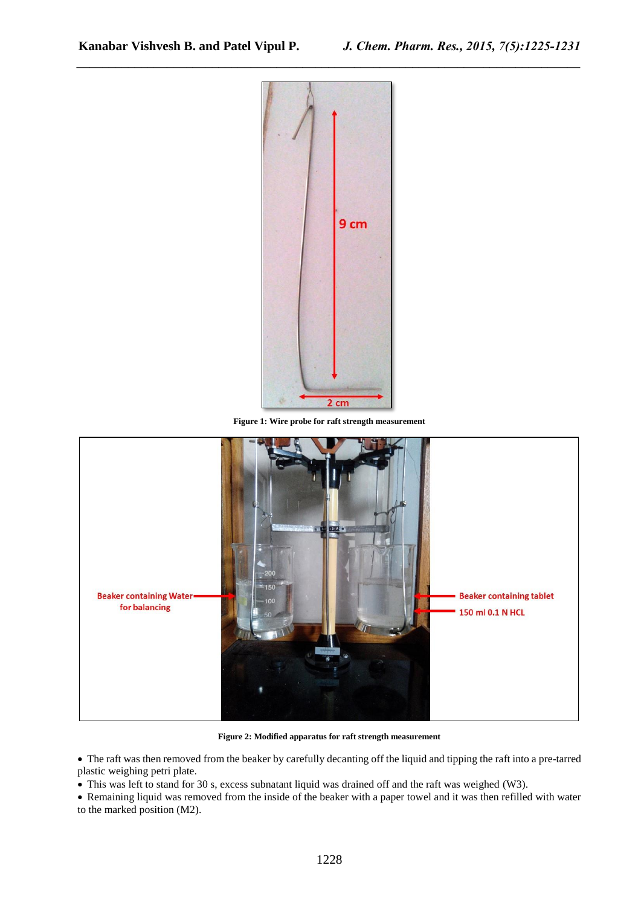Figure 1: Wire probe for raft strength measurement

Figure 2: Modified apparatus for raft strength measurement

- The raft was then removed from the beaker by carefully decanting off the liquid and tipping the raft into a pre-tarred plastic weighing petri plate.
- This was left to stand for 30 s, excess subnatant liquid was drained off and the raft was weighed (W3).
- Remaining liquid was removed from the inside of the beaker with a paper towel and it was then refilled with water to the marked position (M2).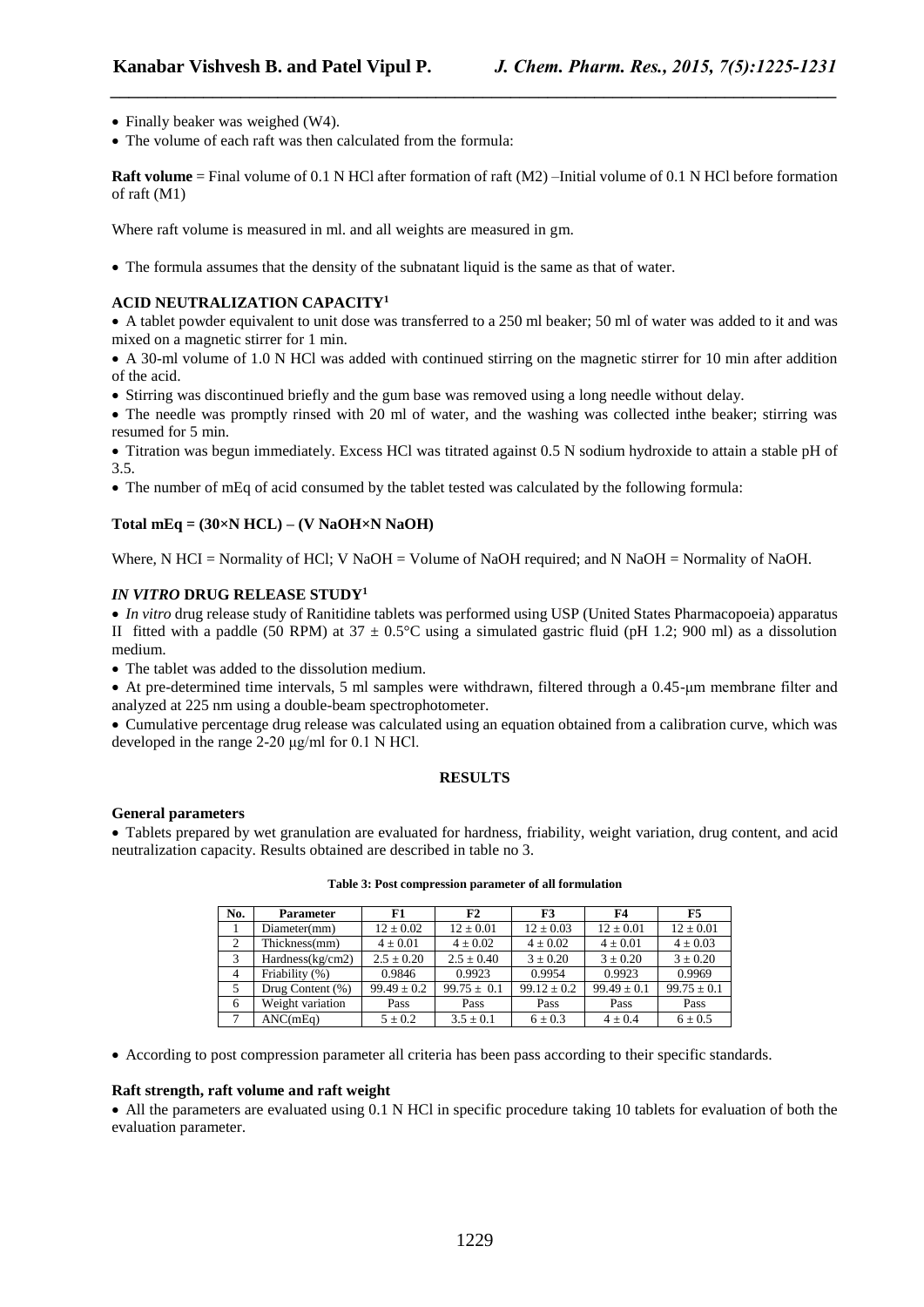- Finally beaker was weighed (W4).
- The volume of each raft was then calculated from the formula:

**Raft volume** = Final volume of 0.1 N HCl after formation of raft (M2) –Initial volume of 0.1 N HCl before formation of raft (M1)

Where raft volume is measured in ml. and all weights are measured in gm.

- The formula assumes that the density of the subnatant liquid is the same as that of water.

### ACID NEUTRALIZATION CAPACITY[1]

- A tablet powder equivalent to unit dose was transferred to a 250 ml beaker; 50 ml of water was added to it and was mixed on a magnetic stirrer for 1 min.
- A 30-ml volume of 1.0 N HCl was added with continued stirring on the magnetic stirrer for 10 min after addition of the acid.
- Stirring was discontinued briefly and the gum base was removed using a long needle without delay.
- The needle was promptly rinsed with 20 ml of water, and the washing was collected inthe beaker; stirring was resumed for 5 min.
- Titration was begun immediately. Excess HCl was titrated against 0.5 N sodium hydroxide to attain a stable pH of 3.5.
- The number of mEq of acid consumed by the tablet tested was calculated by the following formula:

**Total mEq = (30×N HCL) – (V NaOH×N NaOH)**

Where, N HCI = Normality of HCl; V NaOH = Volume of NaOH required; and N NaOH = Normality of NaOH.

### *IN VITRO* DRUG RELEASE STUDY[1]

- *In vitro* drug release study of Ranitidine tablets was performed using USP (United States Pharmacopoeia) apparatus II fitted with a paddle (50 RPM) at $37 \pm 0.5$°C using a simulated gastric fluid (pH 1.2; 900 ml) as a dissolution medium.
- The tablet was added to the dissolution medium.
- At pre-determined time intervals, 5 ml samples were withdrawn, filtered through a 0.45-μm membrane filter and analyzed at 225 nm using a double-beam spectrophotometer.
- Cumulative percentage drug release was calculated using an equation obtained from a calibration curve, which was developed in the range 2-20 μg/ml for 0.1 N HCl.

## RESULTS

### General parameters

- Tablets prepared by wet granulation are evaluated for hardness, friability, weight variation, drug content, and acid neutralization capacity. Results obtained are described in table no 3.

**Table 3: Post compression parameter of all formulation**

| No. | Parameter | F1 | F2 | F3 | F4 | F5 |
|---|---|---|---|---|---|---|
| 1 | Diameter(mm) | 12 ± 0.02 | 12 ± 0.01 | 12 ± 0.03 | 12 ± 0.01 | 12 ± 0.01 |
| 2 | Thickness(mm) | 4 ± 0.01 | 4 ± 0.02 | 4 ± 0.02 | 4 ± 0.01 | 4 ± 0.03 |
| 3 | Hardness(kg/cm2) | 2.5 ± 0.20 | 2.5 ± 0.40 | 3 ± 0.20 | 3 ± 0.20 | 3 ± 0.20 |
| 4 | Friability (%) | 0.9846 | 0.9923 | 0.9954 | 0.9923 | 0.9969 |
| 5 | Drug Content (%) | 99.49 ± 0.2 | 99.75 ± 0.1 | 99.12 ± 0.2 | 99.49 ± 0.1 | 99.75 ± 0.1 |
| 6 | Weight variation | Pass | Pass | Pass | Pass | Pass |
| 7 | ANC(mEq) | 5 ± 0.2 | 3.5 ± 0.1 | 6 ± 0.3 | 4 ± 0.4 | 6 ± 0.5 |

- According to post compression parameter all criteria has been pass according to their specific standards.

### Raft strength, raft volume and raft weight

- All the parameters are evaluated using 0.1 N HCl in specific procedure taking 10 tablets for evaluation of both the evaluation parameter.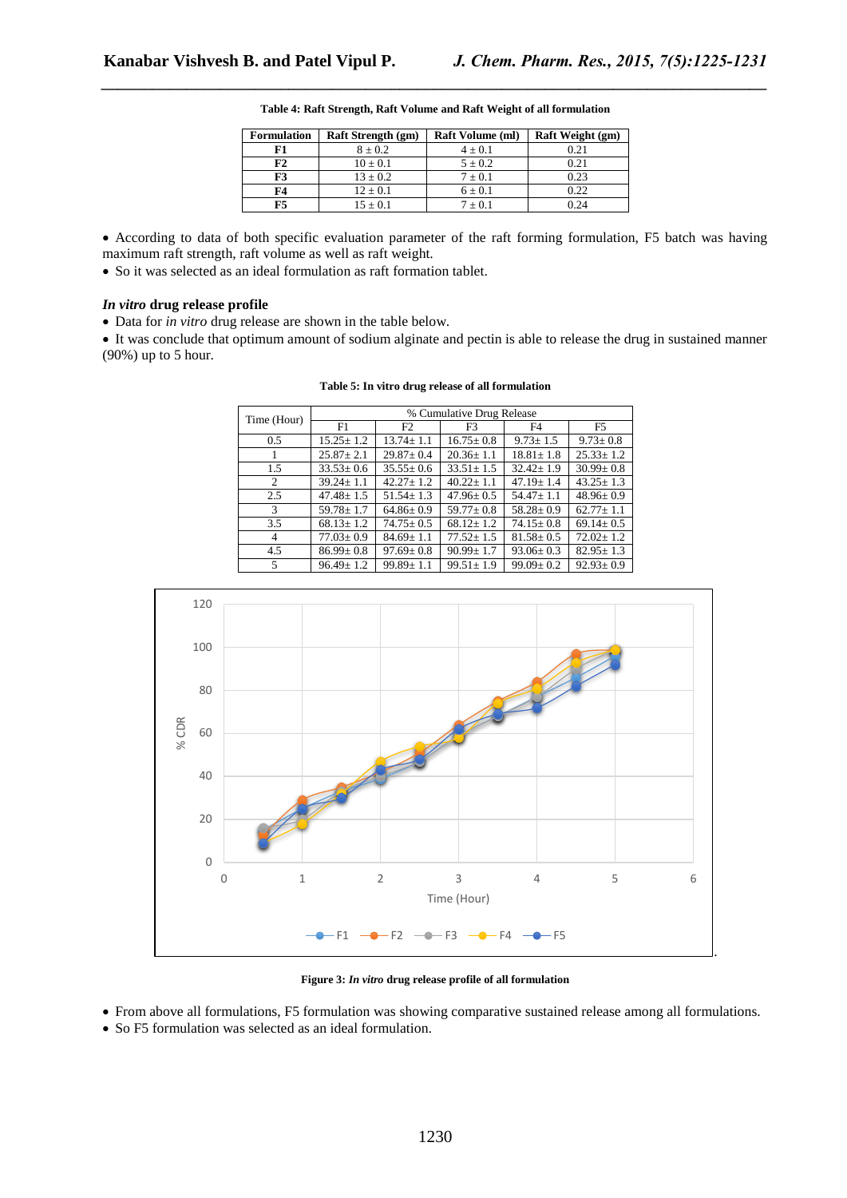**Table 4: Raft Strength, Raft Volume and Raft Weight of all formulation**

| Formulation | Raft Strength (gm) | Raft Volume (ml) | Raft Weight (gm) |
|---|---|---|---|
| **F1** | 8 ± 0.2 | 4 ± 0.1 | 0.21 |
| **F2** | 10 ± 0.1 | 5 ± 0.2 | 0.21 |
| **F3** | 13 ± 0.2 | 7 ± 0.1 | 0.23 |
| **F4** | 12 ± 0.1 | 6 ± 0.1 | 0.22 |
| **F5** | 15 ± 0.1 | 7 ± 0.1 | 0.24 |

- According to data of both specific evaluation parameter of the raft forming formulation, F5 batch was having maximum raft strength, raft volume as well as raft weight.
- So it was selected as an ideal formulation as raft formation tablet.

### *In vitro* drug release profile

- Data for *in vitro* drug release are shown in the table below.
- It was conclude that optimum amount of sodium alginate and pectin is able to release the drug in sustained manner (90%) up to 5 hour.

**Table 5: In vitro drug release of all formulation**

| Time (Hour) | % Cumulative Drug Release | | | | |
|---|---|---|---|---|---|
| | F1 | F2 | F3 | F4 | F5 |
| 0.5 | 15.25± 1.2 | 13.74± 1.1 | 16.75± 0.8 | 9.73± 1.5 | 9.73± 0.8 |
| 1 | 25.87± 2.1 | 29.87± 0.4 | 20.36± 1.1 | 18.81± 1.8 | 25.33± 1.2 |
| 1.5 | 33.53± 0.6 | 35.55± 0.6 | 33.51± 1.5 | 32.42± 1.9 | 30.99± 0.8 |
| 2 | 39.24± 1.1 | 42.27± 1.2 | 40.22± 1.1 | 47.19± 1.4 | 43.25± 1.3 |
| 2.5 | 47.48± 1.5 | 51.54± 1.3 | 47.96± 0.5 | 54.47± 1.1 | 48.96± 0.9 |
| 3 | 59.78± 1.7 | 64.86± 0.9 | 59.77± 0.8 | 58.28± 0.9 | 62.77± 1.1 |
| 3.5 | 68.13± 1.2 | 74.75± 0.5 | 68.12± 1.2 | 74.15± 0.8 | 69.14± 0.5 |
| 4 | 77.03± 0.9 | 84.69± 1.1 | 77.52± 1.5 | 81.58± 0.5 | 72.02± 1.2 |
| 4.5 | 86.99± 0.8 | 97.69± 0.8 | 90.99± 1.7 | 93.06± 0.3 | 82.95± 1.3 |
| 5 | 96.49± 1.2 | 99.89± 1.1 | 99.51± 1.9 | 99.09± 0.2 | 92.93± 0.9 |

**Figure 3: *In vitro* drug release profile of all formulation**

- From above all formulations, F5 formulation was showing comparative sustained release among all formulations.
- So F5 formulation was selected as an ideal formulation.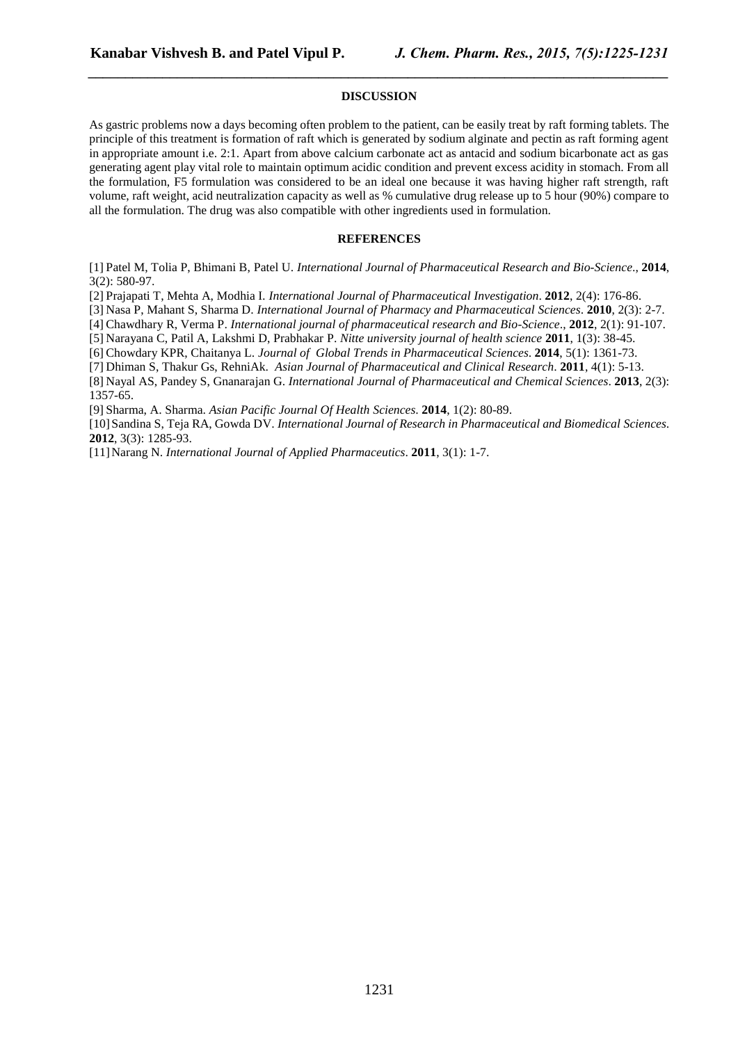## DISCUSSION

As gastric problems now a days becoming often problem to the patient, can be easily treat by raft forming tablets. The principle of this treatment is formation of raft which is generated by sodium alginate and pectin as raft forming agent in appropriate amount i.e. 2:1. Apart from above calcium carbonate act as antacid and sodium bicarbonate act as gas generating agent play vital role to maintain optimum acidic condition and prevent excess acidity in stomach. From all the formulation, F5 formulation was considered to be an ideal one because it was having higher raft strength, raft volume, raft weight, acid neutralization capacity as well as % cumulative drug release up to 5 hour (90%) compare to all the formulation. The drug was also compatible with other ingredients used in formulation.

## REFERENCES

[1] Patel M, Tolia P, Bhimani B, Patel U. *International Journal of Pharmaceutical Research and Bio-Science*., **2014**, 3(2): 580-97.

[2] Prajapati T, Mehta A, Modhia I. *International Journal of Pharmaceutical Investigation*. **2012**, 2(4): 176-86.

[3] Nasa P, Mahant S, Sharma D. *International Journal of Pharmacy and Pharmaceutical Sciences*. **2010**, 2(3): 2-7.

[4] Chawdhary R, Verma P. *International journal of pharmaceutical research and Bio-Science*., **2012**, 2(1): 91-107.

[5] Narayana C, Patil A, Lakshmi D, Prabhakar P. *Nitte university journal of health science* **2011**, 1(3): 38-45.

[6] Chowdary KPR, Chaitanya L. *Journal of Global Trends in Pharmaceutical Sciences*. **2014**, 5(1): 1361-73.

[7] Dhiman S, Thakur Gs, RehniAk. *Asian Journal of Pharmaceutical and Clinical Research*. **2011**, 4(1): 5-13.

[8] Nayal AS, Pandey S, Gnanarajan G. *International Journal of Pharmaceutical and Chemical Sciences*. **2013**, 2(3): 1357-65.

[9] Sharma, A. Sharma. *Asian Pacific Journal Of Health Sciences*. **2014**, 1(2): 80-89.

[10] Sandina S, Teja RA, Gowda DV. *International Journal of Research in Pharmaceutical and Biomedical Sciences*. **2012**, 3(3): 1285-93.

[11] Narang N. *International Journal of Applied Pharmaceutics*. **2011**, 3(1): 1-7.